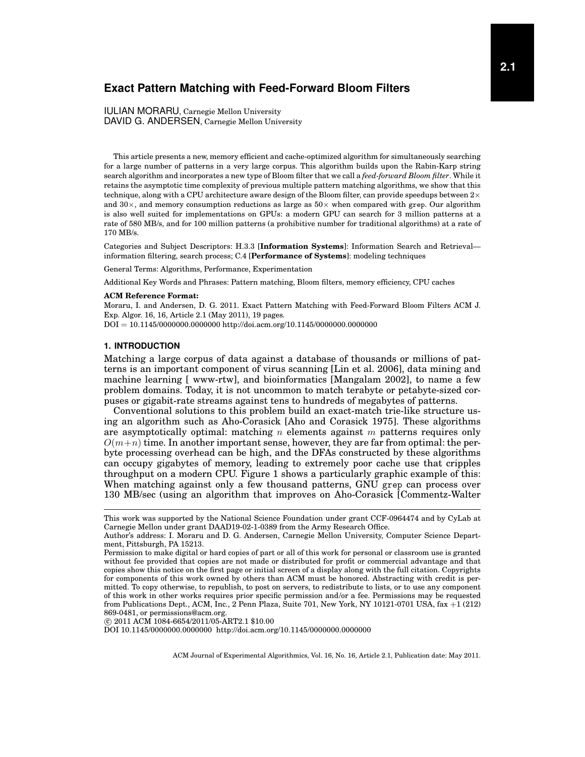# Exact Pattern Matching with Feed-Forward Bloom Filters

IULIAN MORARU, Carnegie Mellon University
DAVID G. ANDERSEN, Carnegie Mellon University

This article presents a new, memory efficient and cache-optimized algorithm for simultaneously searching for a large number of patterns in a very large corpus. This algorithm builds upon the Rabin-Karp string search algorithm and incorporates a new type of Bloom filter that we call a *feed-forward Bloom filter*. While it retains the asymptotic time complexity of previous multiple pattern matching algorithms, we show that this technique, along with a CPU architecture aware design of the Bloom filter, can provide speedups between 2× and 30×, and memory consumption reductions as large as 50× when compared with grep. Our algorithm is also well suited for implementations on GPUs: a modern GPU can search for 3 million patterns at a rate of 580 MB/s, and for 100 million patterns (a prohibitive number for traditional algorithms) at a rate of 170 MB/s.

Categories and Subject Descriptors: H.3.3 [**Information Systems**]: Information Search and Retrieval—information filtering, search process; C.4 [**Performance of Systems**]: modeling techniques

General Terms: Algorithms, Performance, Experimentation

Additional Key Words and Phrases: Pattern matching, Bloom filters, memory efficiency, CPU caches

**ACM Reference Format:**
Moraru, I. and Andersen, D. G. 2011. Exact Pattern Matching with Feed-Forward Bloom Filters ACM J. Exp. Algor. 16, 16, Article 2.1 (May 2011), 19 pages.
DOI = 10.1145/0000000.0000000 http://doi.acm.org/10.1145/0000000.0000000

## 1. INTRODUCTION

Matching a large corpus of data against a database of thousands or millions of patterns is an important component of virus scanning [Lin et al. 2006], data mining and machine learning [ www-rtw], and bioinformatics [Mangalam 2002], to name a few problem domains. Today, it is not uncommon to match terabyte or petabyte-sized corpuses or gigabit-rate streams against tens to hundreds of megabytes of patterns.

Conventional solutions to this problem build an exact-match trie-like structure using an algorithm such as Aho-Corasick [Aho and Corasick 1975]. These algorithms are asymptotically optimal: matching $n$ elements against $m$ patterns requires only $O(m+n)$ time. In another important sense, however, they are far from optimal: the per-byte processing overhead can be high, and the DFAs constructed by these algorithms can occupy gigabytes of memory, leading to extremely poor cache use that cripples throughput on a modern CPU. Figure 1 shows a particularly graphic example of this: When matching against only a few thousand patterns, GNU grep can process over 130 MB/sec (using an algorithm that improves on Aho-Corasick [Commentz-Walter

---

This work was supported by the National Science Foundation under grant CCF-0964474 and by CyLab at Carnegie Mellon under grant DAAD19-02-1-0389 from the Army Research Office.
Author's address: I. Moraru and D. G. Andersen, Carnegie Mellon University, Computer Science Department, Pittsburgh, PA 15213.
Permission to make digital or hard copies of part or all of this work for personal or classroom use is granted without fee provided that copies are not made or distributed for profit or commercial advantage and that copies show this notice on the first page or initial screen of a display along with the full citation. Copyrights for components of this work owned by others than ACM must be honored. Abstracting with credit is permitted. To copy otherwise, to republish, to post on servers, to redistribute to lists, or to use any component of this work in other works requires prior specific permission and/or a fee. Permissions may be requested from Publications Dept., ACM, Inc., 2 Penn Plaza, Suite 701, New York, NY 10121-0701 USA, fax +1 (212) 869-0481, or permissions@acm.org.
© 2011 ACM 1084-6654/2011/05-ART2.1 $10.00
DOI 10.1145/0000000.0000000 http://doi.acm.org/10.1145/0000000.0000000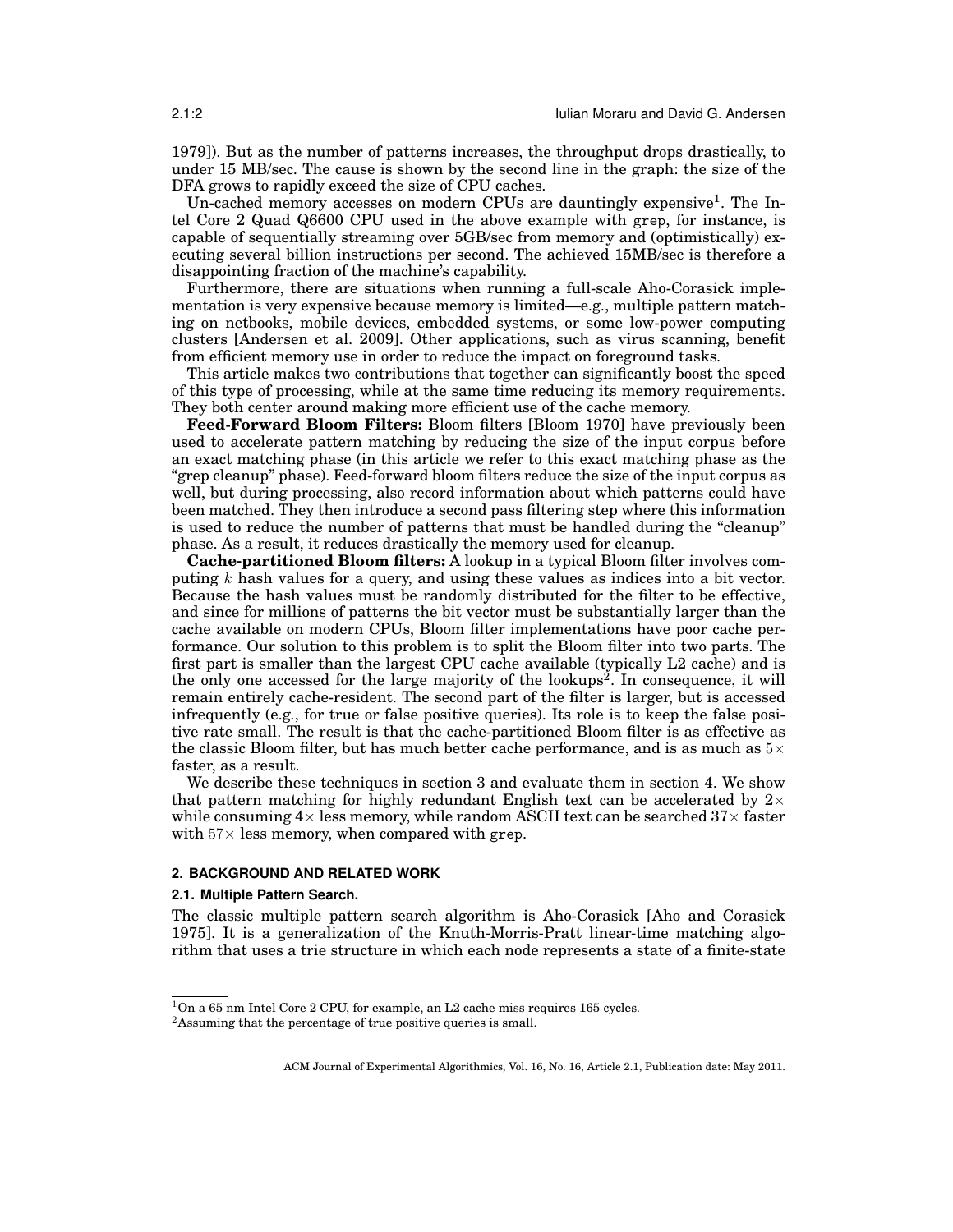1979]). But as the number of patterns increases, the throughput drops drastically, to under 15 MB/sec. The cause is shown by the second line in the graph: the size of the DFA grows to rapidly exceed the size of CPU caches.

Un-cached memory accesses on modern CPUs are dauntingly expensive[1]. The Intel Core 2 Quad Q6600 CPU used in the above example with `grep`, for instance, is capable of sequentially streaming over 5GB/sec from memory and (optimistically) executing several billion instructions per second. The achieved 15MB/sec is therefore a disappointing fraction of the machine's capability.

Furthermore, there are situations when running a full-scale Aho-Corasick implementation is very expensive because memory is limited—e.g., multiple pattern matching on netbooks, mobile devices, embedded systems, or some low-power computing clusters [Andersen et al. 2009]. Other applications, such as virus scanning, benefit from efficient memory use in order to reduce the impact on foreground tasks.

This article makes two contributions that together can significantly boost the speed of this type of processing, while at the same time reducing its memory requirements. They both center around making more efficient use of the cache memory.

**Feed-Forward Bloom Filters:** Bloom filters [Bloom 1970] have previously been used to accelerate pattern matching by reducing the size of the input corpus before an exact matching phase (in this article we refer to this exact matching phase as the "grep cleanup" phase). Feed-forward bloom filters reduce the size of the input corpus as well, but during processing, also record information about which patterns could have been matched. They then introduce a second pass filtering step where this information is used to reduce the number of patterns that must be handled during the "cleanup" phase. As a result, it reduces drastically the memory used for cleanup.

**Cache-partitioned Bloom filters:** A lookup in a typical Bloom filter involves computing $k$ hash values for a query, and using these values as indices into a bit vector. Because the hash values must be randomly distributed for the filter to be effective, and since for millions of patterns the bit vector must be substantially larger than the cache available on modern CPUs, Bloom filter implementations have poor cache performance. Our solution to this problem is to split the Bloom filter into two parts. The first part is smaller than the largest CPU cache available (typically L2 cache) and is the only one accessed for the large majority of the lookups[2]. In consequence, it will remain entirely cache-resident. The second part of the filter is larger, but is accessed infrequently (e.g., for true or false positive queries). Its role is to keep the false positive rate small. The result is that the cache-partitioned Bloom filter is as effective as the classic Bloom filter, but has much better cache performance, and is as much as $5\times$ faster, as a result.

We describe these techniques in section 3 and evaluate them in section 4. We show that pattern matching for highly redundant English text can be accelerated by $2\times$ while consuming $4\times$ less memory, while random ASCII text can be searched $37\times$ faster with $57\times$ less memory, when compared with `grep`.

## 2. BACKGROUND AND RELATED WORK

### 2.1. Multiple Pattern Search.

The classic multiple pattern search algorithm is Aho-Corasick [Aho and Corasick 1975]. It is a generalization of the Knuth-Morris-Pratt linear-time matching algorithm that uses a trie structure in which each node represents a state of a finite-state

[1] On a 65 nm Intel Core 2 CPU, for example, an L2 cache miss requires 165 cycles.

[2] Assuming that the percentage of true positive queries is small.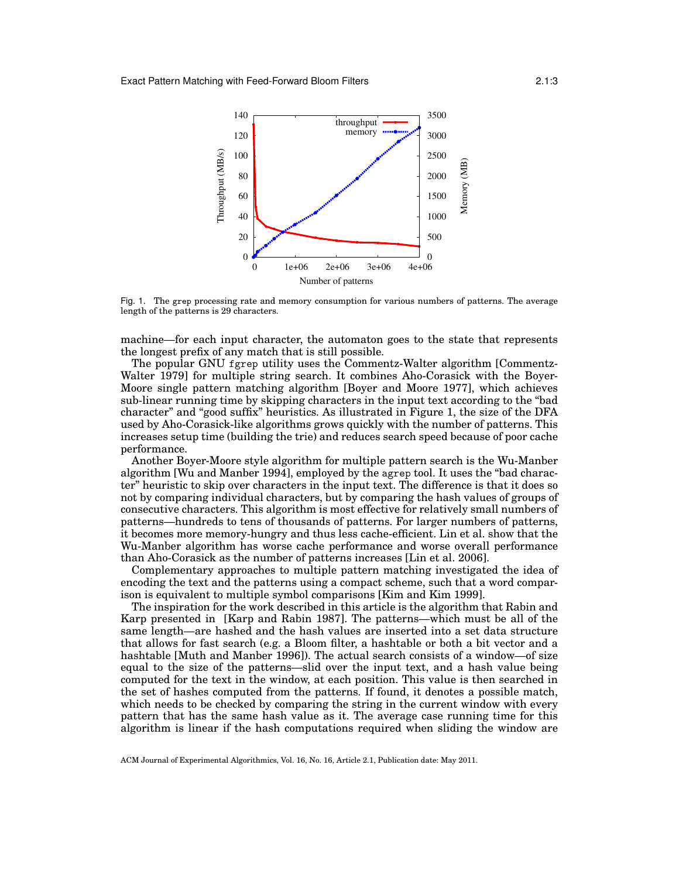Fig. 1. The grep processing rate and memory consumption for various numbers of patterns. The average length of the patterns is 29 characters.

machine—for each input character, the automaton goes to the state that represents the longest prefix of any match that is still possible.

The popular GNU `fgrep` utility uses the Commentz-Walter algorithm [Commentz-Walter 1979] for multiple string search. It combines Aho-Corasick with the Boyer-Moore single pattern matching algorithm [Boyer and Moore 1977], which achieves sub-linear running time by skipping characters in the input text according to the "bad character" and "good suffix" heuristics. As illustrated in Figure 1, the size of the DFA used by Aho-Corasick-like algorithms grows quickly with the number of patterns. This increases setup time (building the trie) and reduces search speed because of poor cache performance.

Another Boyer-Moore style algorithm for multiple pattern search is the Wu-Manber algorithm [Wu and Manber 1994], employed by the `agrep` tool. It uses the "bad character" heuristic to skip over characters in the input text. The difference is that it does so not by comparing individual characters, but by comparing the hash values of groups of consecutive characters. This algorithm is most effective for relatively small numbers of patterns—hundreds to tens of thousands of patterns. For larger numbers of patterns, it becomes more memory-hungry and thus less cache-efficient. Lin et al. show that the Wu-Manber algorithm has worse cache performance and worse overall performance than Aho-Corasick as the number of patterns increases [Lin et al. 2006].

Complementary approaches to multiple pattern matching investigated the idea of encoding the text and the patterns using a compact scheme, such that a word comparison is equivalent to multiple symbol comparisons [Kim and Kim 1999].

The inspiration for the work described in this article is the algorithm that Rabin and Karp presented in [Karp and Rabin 1987]. The patterns—which must be all of the same length—are hashed and the hash values are inserted into a set data structure that allows for fast search (e.g. a Bloom filter, a hashtable or both a bit vector and a hashtable [Muth and Manber 1996]). The actual search consists of a window—of size equal to the size of the patterns—slid over the input text, and a hash value being computed for the text in the window, at each position. This value is then searched in the set of hashes computed from the patterns. If found, it denotes a possible match, which needs to be checked by comparing the string in the current window with every pattern that has the same hash value as it. The average case running time for this algorithm is linear if the hash computations required when sliding the window are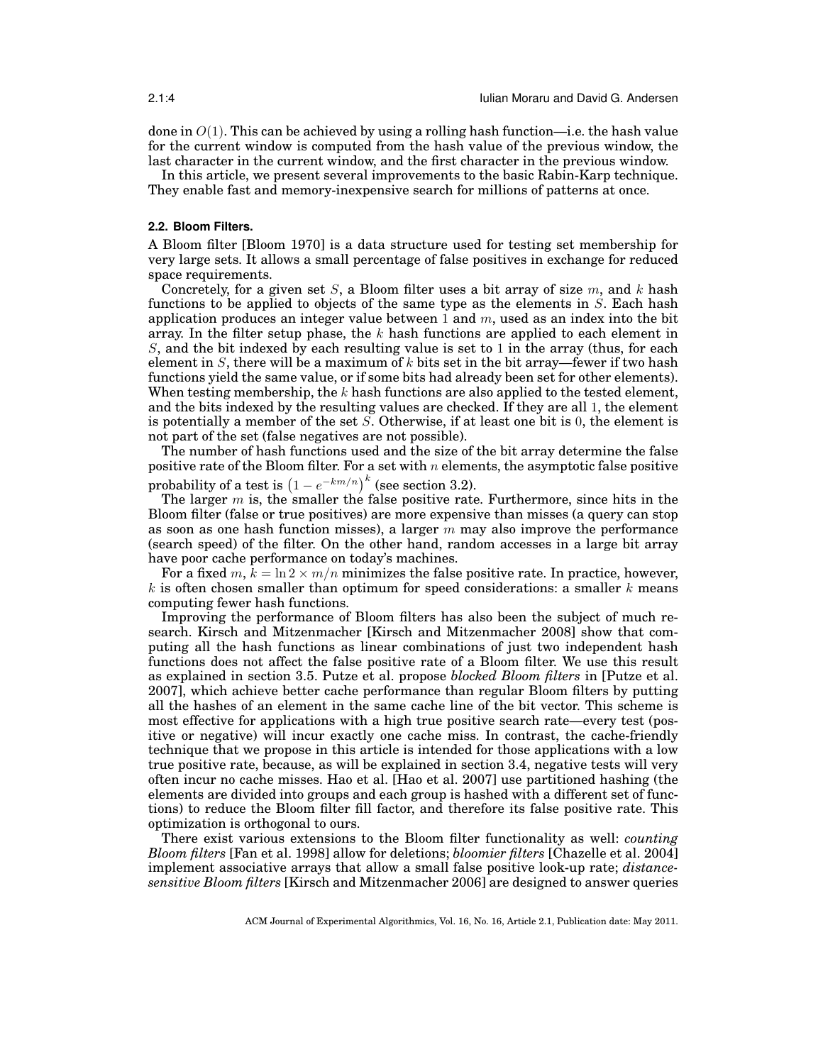done in $O(1)$. This can be achieved by using a rolling hash function—i.e. the hash value for the current window is computed from the hash value of the previous window, the last character in the current window, and the first character in the previous window.

In this article, we present several improvements to the basic Rabin-Karp technique. They enable fast and memory-inexpensive search for millions of patterns at once.

### 2.2. Bloom Filters.

A Bloom filter [Bloom 1970] is a data structure used for testing set membership for very large sets. It allows a small percentage of false positives in exchange for reduced space requirements.

Concretely, for a given set $S$, a Bloom filter uses a bit array of size $m$, and $k$ hash functions to be applied to objects of the same type as the elements in $S$. Each hash application produces an integer value between 1 and $m$, used as an index into the bit array. In the filter setup phase, the $k$ hash functions are applied to each element in $S$, and the bit indexed by each resulting value is set to 1 in the array (thus, for each element in $S$, there will be a maximum of $k$ bits set in the bit array—fewer if two hash functions yield the same value, or if some bits had already been set for other elements). When testing membership, the $k$ hash functions are also applied to the tested element, and the bits indexed by the resulting values are checked. If they are all 1, the element is potentially a member of the set $S$. Otherwise, if at least one bit is 0, the element is not part of the set (false negatives are not possible).

The number of hash functions used and the size of the bit array determine the false positive rate of the Bloom filter. For a set with $n$ elements, the asymptotic false positive probability of a test is $\left(1 - e^{-km/n}\right)^k$ (see section 3.2).

The larger $m$ is, the smaller the false positive rate. Furthermore, since hits in the Bloom filter (false or true positives) are more expensive than misses (a query can stop as soon as one hash function misses), a larger $m$ may also improve the performance (search speed) of the filter. On the other hand, random accesses in a large bit array have poor cache performance on today's machines.

For a fixed $m$, $k = \ln 2 \times m/n$ minimizes the false positive rate. In practice, however, $k$ is often chosen smaller than optimum for speed considerations: a smaller $k$ means computing fewer hash functions.

Improving the performance of Bloom filters has also been the subject of much research. Kirsch and Mitzenmacher [Kirsch and Mitzenmacher 2008] show that computing all the hash functions as linear combinations of just two independent hash functions does not affect the false positive rate of a Bloom filter. We use this result as explained in section 3.5. Putze et al. propose *blocked Bloom filters* in [Putze et al. 2007], which achieve better cache performance than regular Bloom filters by putting all the hashes of an element in the same cache line of the bit vector. This scheme is most effective for applications with a high true positive search rate—every test (positive or negative) will incur exactly one cache miss. In contrast, the cache-friendly technique that we propose in this article is intended for those applications with a low true positive rate, because, as will be explained in section 3.4, negative tests will very often incur no cache misses. Hao et al. [Hao et al. 2007] use partitioned hashing (the elements are divided into groups and each group is hashed with a different set of functions) to reduce the Bloom filter fill factor, and therefore its false positive rate. This optimization is orthogonal to ours.

There exist various extensions to the Bloom filter functionality as well: *counting Bloom filters* [Fan et al. 1998] allow for deletions; *bloomier filters* [Chazelle et al. 2004] implement associative arrays that allow a small false positive look-up rate; *distance-sensitive Bloom filters* [Kirsch and Mitzenmacher 2006] are designed to answer queries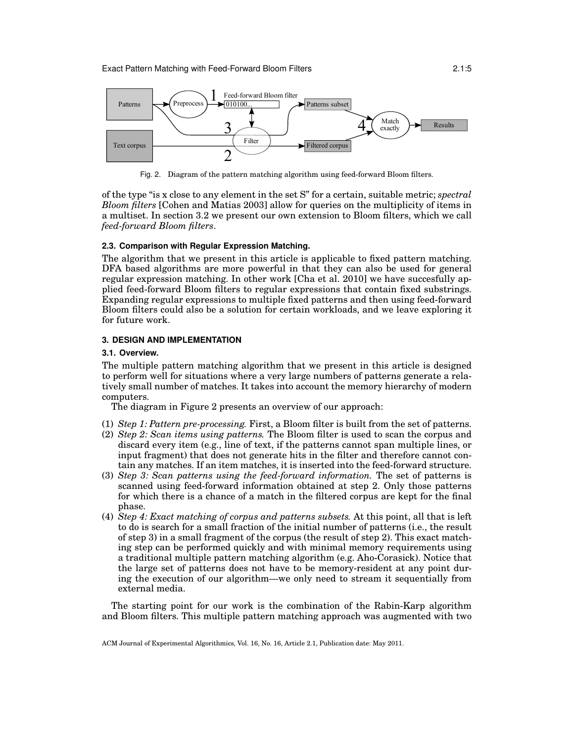Fig. 2. Diagram of the pattern matching algorithm using feed-forward Bloom filters.

of the type "is x close to any element in the set S" for a certain, suitable metric; *spectral Bloom filters* [Cohen and Matias 2003] allow for queries on the multiplicity of items in a multiset. In section 3.2 we present our own extension to Bloom filters, which we call *feed-forward Bloom filters*.

### 2.3. Comparison with Regular Expression Matching.

The algorithm that we present in this article is applicable to fixed pattern matching. DFA based algorithms are more powerful in that they can also be used for general regular expression matching. In other work [Cha et al. 2010] we have succesfully applied feed-forward Bloom filters to regular expressions that contain fixed substrings. Expanding regular expressions to multiple fixed patterns and then using feed-forward Bloom filters could also be a solution for certain workloads, and we leave exploring it for future work.

## 3. DESIGN AND IMPLEMENTATION

### 3.1. Overview.

The multiple pattern matching algorithm that we present in this article is designed to perform well for situations where a very large numbers of patterns generate a relatively small number of matches. It takes into account the memory hierarchy of modern computers.

The diagram in Figure 2 presents an overview of our approach:

(1) *Step 1: Pattern pre-processing.* First, a Bloom filter is built from the set of patterns.
(2) *Step 2: Scan items using patterns.* The Bloom filter is used to scan the corpus and discard every item (e.g., line of text, if the patterns cannot span multiple lines, or input fragment) that does not generate hits in the filter and therefore cannot contain any matches. If an item matches, it is inserted into the feed-forward structure.
(3) *Step 3: Scan patterns using the feed-forward information.* The set of patterns is scanned using feed-forward information obtained at step 2. Only those patterns for which there is a chance of a match in the filtered corpus are kept for the final phase.
(4) *Step 4: Exact matching of corpus and patterns subsets.* At this point, all that is left to do is search for a small fraction of the initial number of patterns (i.e., the result of step 3) in a small fragment of the corpus (the result of step 2). This exact matching step can be performed quickly and with minimal memory requirements using a traditional multiple pattern matching algorithm (e.g. Aho-Corasick). Notice that the large set of patterns does not have to be memory-resident at any point during the execution of our algorithm—we only need to stream it sequentially from external media.

The starting point for our work is the combination of the Rabin-Karp algorithm and Bloom filters. This multiple pattern matching approach was augmented with two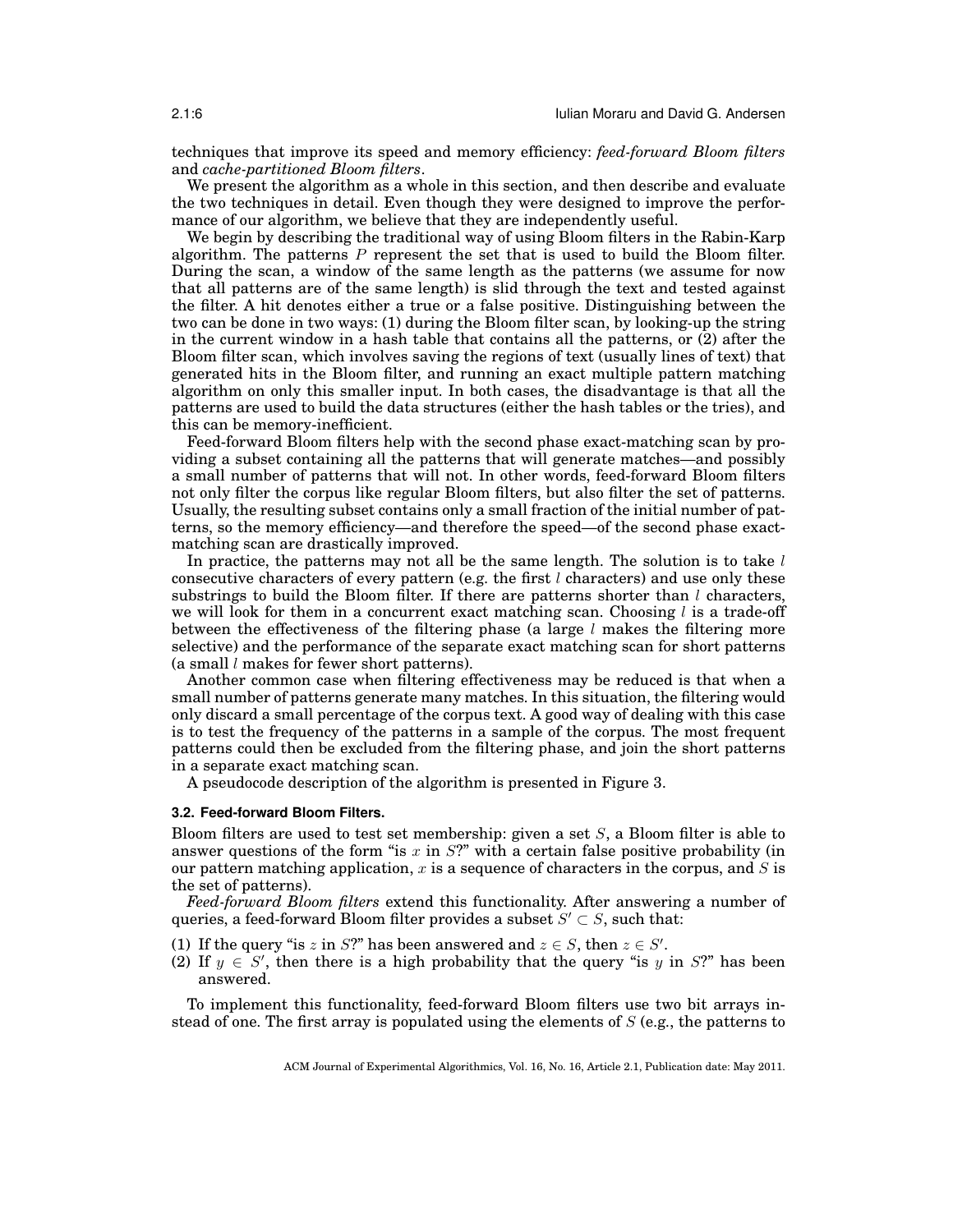techniques that improve its speed and memory efficiency: *feed-forward Bloom filters* and *cache-partitioned Bloom filters*.

We present the algorithm as a whole in this section, and then describe and evaluate the two techniques in detail. Even though they were designed to improve the performance of our algorithm, we believe that they are independently useful.

We begin by describing the traditional way of using Bloom filters in the Rabin-Karp algorithm. The patterns $P$ represent the set that is used to build the Bloom filter. During the scan, a window of the same length as the patterns (we assume for now that all patterns are of the same length) is slid through the text and tested against the filter. A hit denotes either a true or a false positive. Distinguishing between the two can be done in two ways: (1) during the Bloom filter scan, by looking-up the string in the current window in a hash table that contains all the patterns, or (2) after the Bloom filter scan, which involves saving the regions of text (usually lines of text) that generated hits in the Bloom filter, and running an exact multiple pattern matching algorithm on only this smaller input. In both cases, the disadvantage is that all the patterns are used to build the data structures (either the hash tables or the tries), and this can be memory-inefficient.

Feed-forward Bloom filters help with the second phase exact-matching scan by providing a subset containing all the patterns that will generate matches—and possibly a small number of patterns that will not. In other words, feed-forward Bloom filters not only filter the corpus like regular Bloom filters, but also filter the set of patterns. Usually, the resulting subset contains only a small fraction of the initial number of patterns, so the memory efficiency—and therefore the speed—of the second phase exact-matching scan are drastically improved.

In practice, the patterns may not all be the same length. The solution is to take $l$ consecutive characters of every pattern (e.g. the first $l$ characters) and use only these substrings to build the Bloom filter. If there are patterns shorter than $l$ characters, we will look for them in a concurrent exact matching scan. Choosing $l$ is a trade-off between the effectiveness of the filtering phase (a large $l$ makes the filtering more selective) and the performance of the separate exact matching scan for short patterns (a small $l$ makes for fewer short patterns).

Another common case when filtering effectiveness may be reduced is that when a small number of patterns generate many matches. In this situation, the filtering would only discard a small percentage of the corpus text. A good way of dealing with this case is to test the frequency of the patterns in a sample of the corpus. The most frequent patterns could then be excluded from the filtering phase, and join the short patterns in a separate exact matching scan.

A pseudocode description of the algorithm is presented in Figure 3.

### 3.2. Feed-forward Bloom Filters.

Bloom filters are used to test set membership: given a set $S$, a Bloom filter is able to answer questions of the form "is $x$ in $S$?" with a certain false positive probability (in our pattern matching application, $x$ is a sequence of characters in the corpus, and $S$ is the set of patterns).

*Feed-forward Bloom filters* extend this functionality. After answering a number of queries, a feed-forward Bloom filter provides a subset $S' \subset S$, such that:

(1) If the query "is $z$ in $S$?" has been answered and $z \in S$, then $z \in S'$.
(2) If $y \in S'$, then there is a high probability that the query "is $y$ in $S$?" has been answered.

To implement this functionality, feed-forward Bloom filters use two bit arrays instead of one. The first array is populated using the elements of $S$ (e.g., the patterns to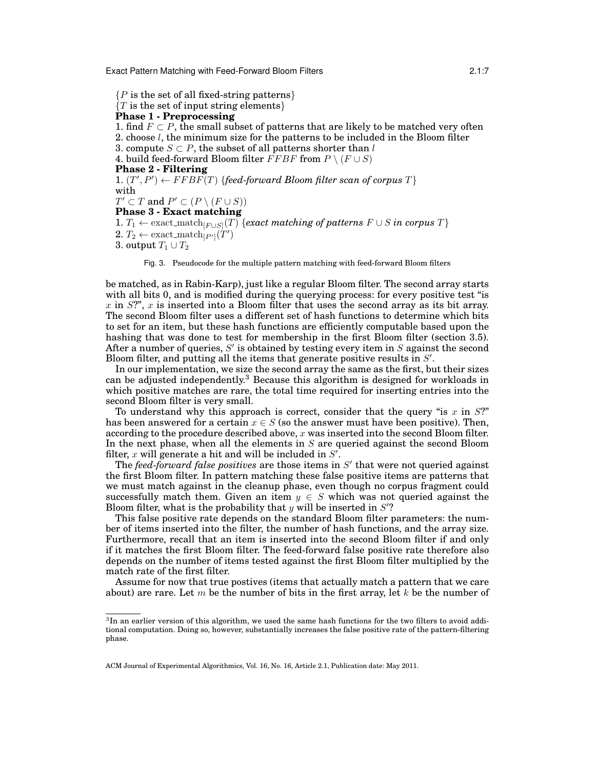{$P$ is the set of all fixed-string patterns}
{$T$ is the set of input string elements}
**Phase 1 - Preprocessing**
1. find $F \subset P$, the small subset of patterns that are likely to be matched very often
2. choose $l$, the minimum size for the patterns to be included in the Bloom filter
3. compute $S \subset P$, the subset of all patterns shorter than $l$
4. build feed-forward Bloom filter $FFBF$ from $P \setminus (F \cup S)$
**Phase 2 - Filtering**
1. $(T', P') \leftarrow FFBF(T)$ {*feed-forward Bloom filter scan of corpus $T$*}
with
$T' \subset T$ and $P' \subset (P \setminus (F \cup S))$
**Phase 3 - Exact matching**
1. $T_1 \leftarrow \text{exact\_match}_{[F \cup S]}(T)$ {*exact matching of patterns $F \cup S$ in corpus $T$*}
2. $T_2 \leftarrow \text{exact\_match}_{[P']}(T')$
3. output $T_1 \cup T_2$

Fig. 3. Pseudocode for the multiple pattern matching with feed-forward Bloom filters

be matched, as in Rabin-Karp), just like a regular Bloom filter. The second array starts with all bits 0, and is modified during the querying process: for every positive test "is $x$ in $S$?", $x$ is inserted into a Bloom filter that uses the second array as its bit array. The second Bloom filter uses a different set of hash functions to determine which bits to set for an item, but these hash functions are efficiently computable based upon the hashing that was done to test for membership in the first Bloom filter (section 3.5). After a number of queries, $S'$ is obtained by testing every item in $S$ against the second Bloom filter, and putting all the items that generate positive results in $S'$.

In our implementation, we size the second array the same as the first, but their sizes can be adjusted independently.[3] Because this algorithm is designed for workloads in which positive matches are rare, the total time required for inserting entries into the second Bloom filter is very small.

To understand why this approach is correct, consider that the query "is $x$ in $S$?" has been answered for a certain $x \in S$ (so the answer must have been positive). Then, according to the procedure described above, $x$ was inserted into the second Bloom filter. In the next phase, when all the elements in $S$ are queried against the second Bloom filter, $x$ will generate a hit and will be included in $S'$.

The *feed-forward false positives* are those items in $S'$ that were not queried against the first Bloom filter. In pattern matching these false positive items are patterns that we must match against in the cleanup phase, even though no corpus fragment could successfully match them. Given an item $y \in S$ which was not queried against the Bloom filter, what is the probability that $y$ will be inserted in $S'$?

This false positive rate depends on the standard Bloom filter parameters: the number of items inserted into the filter, the number of hash functions, and the array size. Furthermore, recall that an item is inserted into the second Bloom filter if and only if it matches the first Bloom filter. The feed-forward false positive rate therefore also depends on the number of items tested against the first Bloom filter multiplied by the match rate of the first filter.

Assume for now that true postives (items that actually match a pattern that we care about) are rare. Let $m$ be the number of bits in the first array, let $k$ be the number of

[3] In an earlier version of this algorithm, we used the same hash functions for the two filters to avoid additional computation. Doing so, however, substantially increases the false positive rate of the pattern-filtering phase.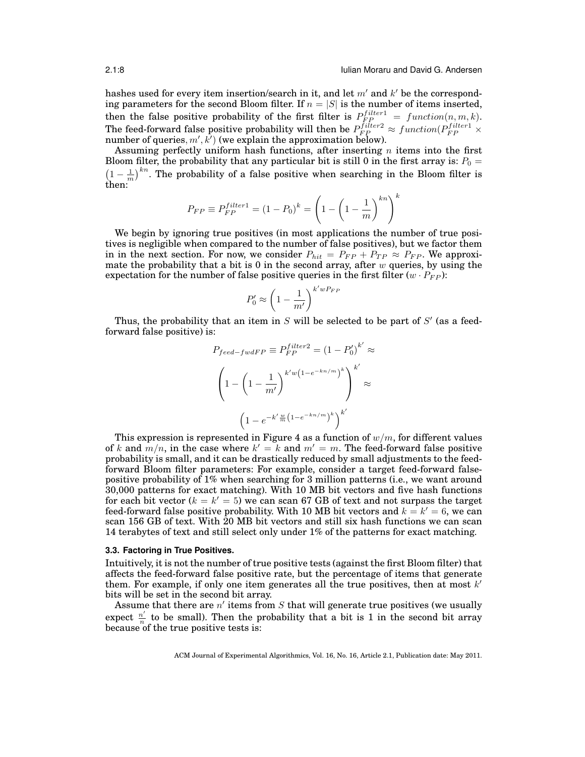hashes used for every item insertion/search in it, and let $m'$ and $k'$ be the corresponding parameters for the second Bloom filter. If $n = |S|$ is the number of items inserted, then the false positive probability of the first filter is $P_{FP}^{filter1} = function(n, m, k)$. The feed-forward false positive probability will then be $P_{FP}^{filter2} \approx function(P_{FP}^{filter1} \times \text{number of queries}, m', k')$ (we explain the approximation below).

Assuming perfectly uniform hash functions, after inserting $n$ items into the first Bloom filter, the probability that any particular bit is still 0 in the first array is: $P_0 = \left(1 - \frac{1}{m}\right)^{kn}$. The probability of a false positive when searching in the Bloom filter is then:

$$P_{FP} \equiv P_{FP}^{filter1} = (1 - P_0)^k = \left(1 - \left(1 - \frac{1}{m}\right)^{kn}\right)^k$$

We begin by ignoring true positives (in most applications the number of true positives is negligible when compared to the number of false positives), but we factor them in in the next section. For now, we consider $P_{hit} = P_{FP} + P_{TP} \approx P_{FP}$. We approximate the probability that a bit is 0 in the second array, after $w$ queries, by using the expectation for the number of false positive queries in the first filter ($w \cdot P_{FP}$):

$$P'_0 \approx \left(1 - \frac{1}{m'}\right)^{k' w P_{FP}}$$

Thus, the probability that an item in $S$ will be selected to be part of $S'$ (as a feed-forward false positive) is:

$$P_{feed-fwdFP} \equiv P_{FP}^{filter2} = (1 - P'_0)^{k'} \approx$$

$$\left(1 - \left(1 - \frac{1}{m'}\right)^{k' w \left(1 - e^{-kn/m}\right)^k}\right)^{k'} \approx$$

$$\left(1 - e^{-k' \frac{w}{m} \left(1 - e^{-kn/m}\right)^k}\right)^{k'}$$

This expression is represented in Figure 4 as a function of $w/m$, for different values of $k$ and $m/n$, in the case where $k' = k$ and $m' = m$. The feed-forward false positive probability is small, and it can be drastically reduced by small adjustments to the feed-forward Bloom filter parameters: For example, consider a target feed-forward false-positive probability of 1% when searching for 3 million patterns (i.e., we want around 30,000 patterns for exact matching). With 10 MB bit vectors and five hash functions for each bit vector ($k = k' = 5$) we can scan 67 GB of text and not surpass the target feed-forward false positive probability. With 10 MB bit vectors and $k = k' = 6$, we can scan 156 GB of text. With 20 MB bit vectors and still six hash functions we can scan 14 terabytes of text and still select only under 1% of the patterns for exact matching.

### 3.3. Factoring in True Positives.

Intuitively, it is not the number of true positive tests (against the first Bloom filter) that affects the feed-forward false positive rate, but the percentage of items that generate them. For example, if only one item generates all the true positives, then at most $k'$ bits will be set in the second bit array.

Assume that there are $n'$ items from $S$ that will generate true positives (we usually expect $\frac{n'}{n}$ to be small). Then the probability that a bit is 1 in the second bit array because of the true positive tests is: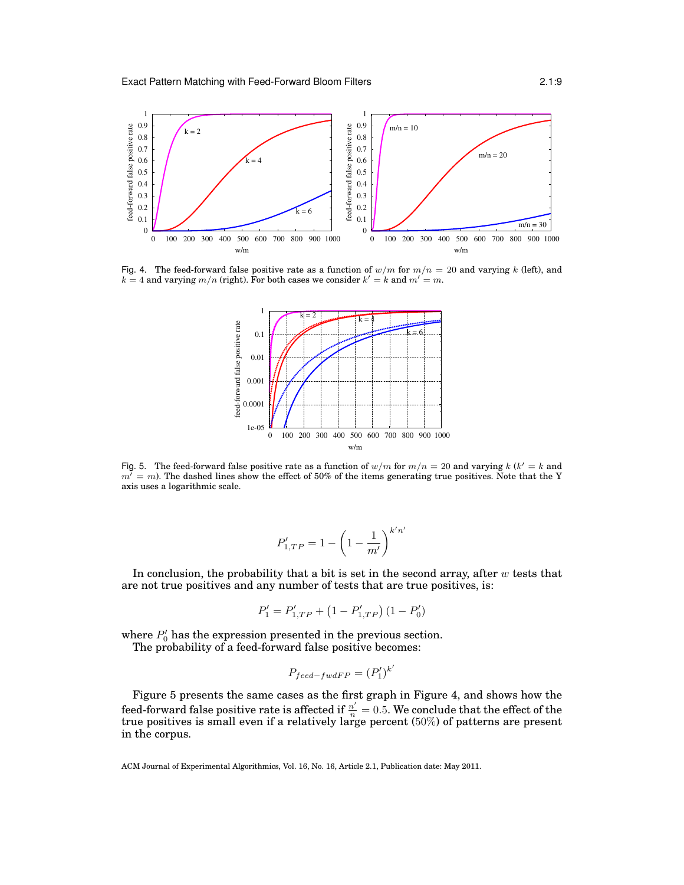Fig. 4. The feed-forward false positive rate as a function of $w/m$ for $m/n = 20$ and varying $k$ (left), and $k = 4$ and varying $m/n$ (right). For both cases we consider $k' = k$ and $m' = m$.

Fig. 5. The feed-forward false positive rate as a function of $w/m$ for $m/n = 20$ and varying $k$ ($k' = k$ and $m' = m$). The dashed lines show the effect of 50% of the items generating true positives. Note that the Y axis uses a logarithmic scale.

$$P'_{1,TP} = 1 - \left(1 - \frac{1}{m'}\right)^{k'n'}$$

In conclusion, the probability that a bit is set in the second array, after $w$ tests that are not true positives and any number of tests that are true positives, is:

$$P'_1 = P'_{1,TP} + \left(1 - P'_{1,TP}\right)\left(1 - P'_0\right)$$

where $P'_0$ has the expression presented in the previous section.

The probability of a feed-forward false positive becomes:

$$P_{feed-fwdFP} = (P'_1)^{k'}$$

Figure 5 presents the same cases as the first graph in Figure 4, and shows how the feed-forward false positive rate is affected if $\frac{n'}{n} = 0.5$. We conclude that the effect of the true positives is small even if a relatively large percent (50%) of patterns are present in the corpus.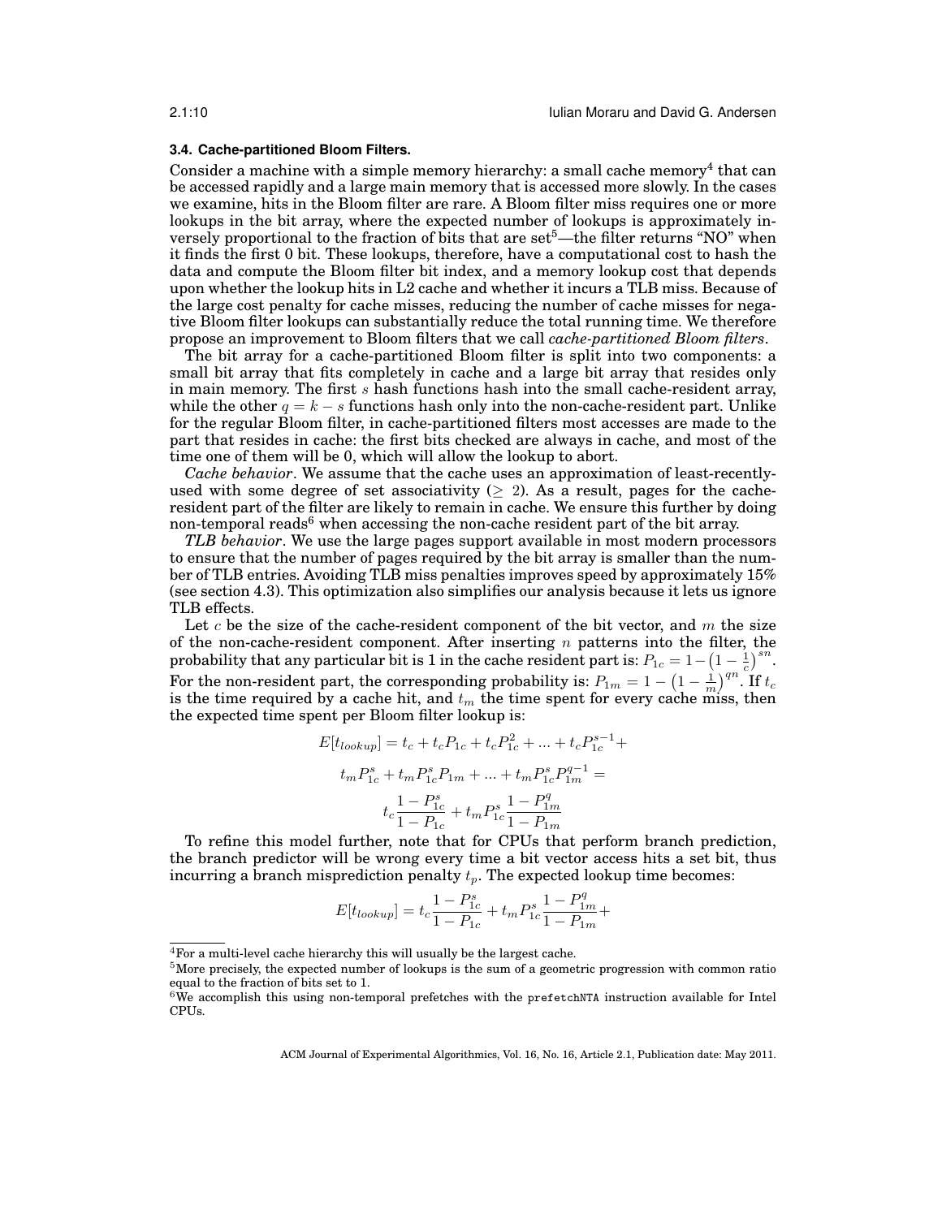### 3.4. Cache-partitioned Bloom Filters.

Consider a machine with a simple memory hierarchy: a small cache memory[4] that can be accessed rapidly and a large main memory that is accessed more slowly. In the cases we examine, hits in the Bloom filter are rare. A Bloom filter miss requires one or more lookups in the bit array, where the expected number of lookups is approximately inversely proportional to the fraction of bits that are set[5]—the filter returns "NO" when it finds the first 0 bit. These lookups, therefore, have a computational cost to hash the data and compute the Bloom filter bit index, and a memory lookup cost that depends upon whether the lookup hits in L2 cache and whether it incurs a TLB miss. Because of the large cost penalty for cache misses, reducing the number of cache misses for negative Bloom filter lookups can substantially reduce the total running time. We therefore propose an improvement to Bloom filters that we call *cache-partitioned Bloom filters*.

The bit array for a cache-partitioned Bloom filter is split into two components: a small bit array that fits completely in cache and a large bit array that resides only in main memory. The first $s$ hash functions hash into the small cache-resident array, while the other $q = k - s$ functions hash only into the non-cache-resident part. Unlike for the regular Bloom filter, in cache-partitioned filters most accesses are made to the part that resides in cache: the first bits checked are always in cache, and most of the time one of them will be 0, which will allow the lookup to abort.

*Cache behavior*. We assume that the cache uses an approximation of least-recently-used with some degree of set associativity ($\geq 2$). As a result, pages for the cache-resident part of the filter are likely to remain in cache. We ensure this further by doing non-temporal reads[6] when accessing the non-cache resident part of the bit array.

*TLB behavior*. We use the large pages support available in most modern processors to ensure that the number of pages required by the bit array is smaller than the number of TLB entries. Avoiding TLB miss penalties improves speed by approximately 15% (see section 4.3). This optimization also simplifies our analysis because it lets us ignore TLB effects.

Let $c$ be the size of the cache-resident component of the bit vector, and $m$ the size of the non-cache-resident component. After inserting $n$ patterns into the filter, the probability that any particular bit is 1 in the cache resident part is: $P_{1c} = 1 - \left(1 - \frac{1}{c}\right)^{sn}$. For the non-resident part, the corresponding probability is: $P_{1m} = 1 - \left(1 - \frac{1}{m}\right)^{qn}$. If $t_c$ is the time required by a cache hit, and $t_m$ the time spent for every cache miss, then the expected time spent per Bloom filter lookup is:

$$
\begin{aligned}
E[t_{lookup}] &= t_c + t_c P_{1c} + t_c P_{1c}^2 + ... + t_c P_{1c}^{s-1} + \\
&\quad t_m P_{1c}^s + t_m P_{1c}^s P_{1m} + ... + t_m P_{1c}^s P_{1m}^{q-1} = \\
&\quad t_c \frac{1 - P_{1c}^s}{1 - P_{1c}} + t_m P_{1c}^s \frac{1 - P_{1m}^q}{1 - P_{1m}}
\end{aligned}
$$

To refine this model further, note that for CPUs that perform branch prediction, the branch predictor will be wrong every time a bit vector access hits a set bit, thus incurring a branch misprediction penalty $t_p$. The expected lookup time becomes:

$$
E[t_{lookup}] = t_c \frac{1 - P_{1c}^s}{1 - P_{1c}} + t_m P_{1c}^s \frac{1 - P_{1m}^q}{1 - P_{1m}} +
$$

---

[4] For a multi-level cache hierarchy this will usually be the largest cache.

[5] More precisely, the expected number of lookups is the sum of a geometric progression with common ratio equal to the fraction of bits set to 1.

[6] We accomplish this using non-temporal prefetches with the `prefetchNTA` instruction available for Intel CPUs.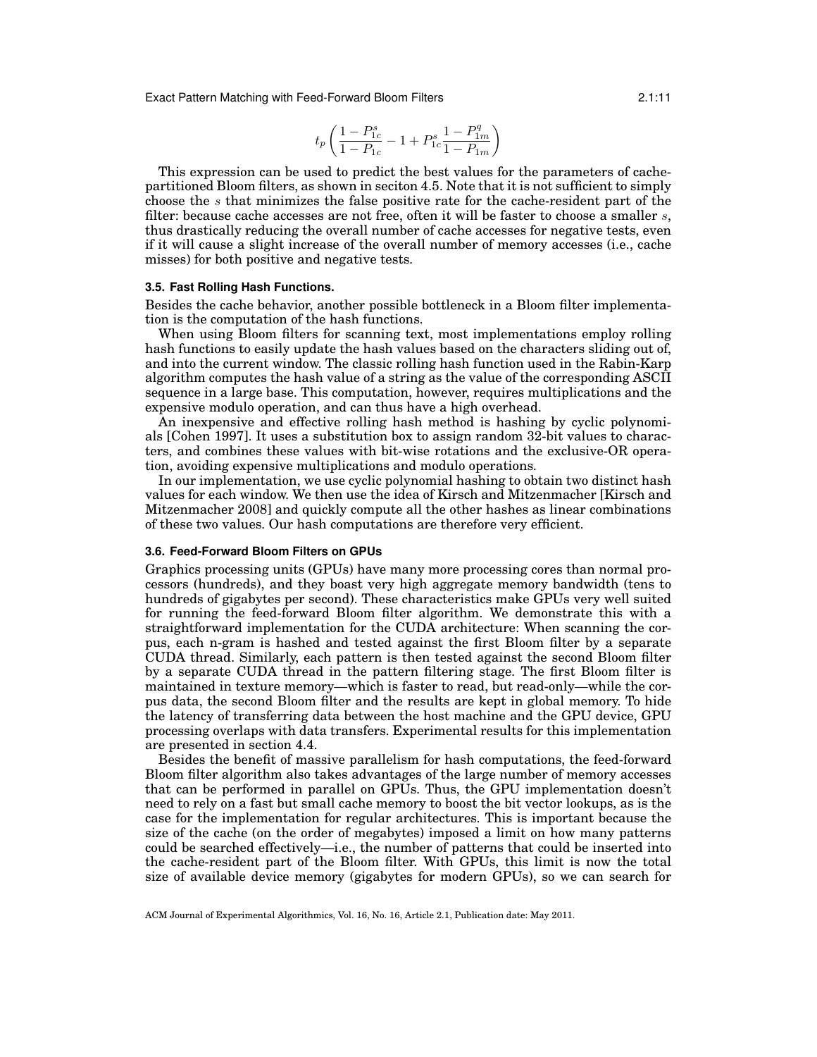$$t_p \left( \frac{1 - P_{1c}^s}{1 - P_{1c}} - 1 + P_{1c}^s \frac{1 - P_{1m}^q}{1 - P_{1m}} \right)$$

This expression can be used to predict the best values for the parameters of cache-partitioned Bloom filters, as shown in seciton 4.5. Note that it is not sufficient to simply choose the $s$ that minimizes the false positive rate for the cache-resident part of the filter: because cache accesses are not free, often it will be faster to choose a smaller $s$, thus drastically reducing the overall number of cache accesses for negative tests, even if it will cause a slight increase of the overall number of memory accesses (i.e., cache misses) for both positive and negative tests.

### 3.5. Fast Rolling Hash Functions.

Besides the cache behavior, another possible bottleneck in a Bloom filter implementation is the computation of the hash functions.

When using Bloom filters for scanning text, most implementations employ rolling hash functions to easily update the hash values based on the characters sliding out of, and into the current window. The classic rolling hash function used in the Rabin-Karp algorithm computes the hash value of a string as the value of the corresponding ASCII sequence in a large base. This computation, however, requires multiplications and the expensive modulo operation, and can thus have a high overhead.

An inexpensive and effective rolling hash method is hashing by cyclic polynomials [Cohen 1997]. It uses a substitution box to assign random 32-bit values to characters, and combines these values with bit-wise rotations and the exclusive-OR operation, avoiding expensive multiplications and modulo operations.

In our implementation, we use cyclic polynomial hashing to obtain two distinct hash values for each window. We then use the idea of Kirsch and Mitzenmacher [Kirsch and Mitzenmacher 2008] and quickly compute all the other hashes as linear combinations of these two values. Our hash computations are therefore very efficient.

### 3.6. Feed-Forward Bloom Filters on GPUs

Graphics processing units (GPUs) have many more processing cores than normal processors (hundreds), and they boast very high aggregate memory bandwidth (tens to hundreds of gigabytes per second). These characteristics make GPUs very well suited for running the feed-forward Bloom filter algorithm. We demonstrate this with a straightforward implementation for the CUDA architecture: When scanning the corpus, each n-gram is hashed and tested against the first Bloom filter by a separate CUDA thread. Similarly, each pattern is then tested against the second Bloom filter by a separate CUDA thread in the pattern filtering stage. The first Bloom filter is maintained in texture memory—which is faster to read, but read-only—while the corpus data, the second Bloom filter and the results are kept in global memory. To hide the latency of transferring data between the host machine and the GPU device, GPU processing overlaps with data transfers. Experimental results for this implementation are presented in section 4.4.

Besides the benefit of massive parallelism for hash computations, the feed-forward Bloom filter algorithm also takes advantages of the large number of memory accesses that can be performed in parallel on GPUs. Thus, the GPU implementation doesn't need to rely on a fast but small cache memory to boost the bit vector lookups, as is the case for the implementation for regular architectures. This is important because the size of the cache (on the order of megabytes) imposed a limit on how many patterns could be searched effectively—i.e., the number of patterns that could be inserted into the cache-resident part of the Bloom filter. With GPUs, this limit is now the total size of available device memory (gigabytes for modern GPUs), so we can search for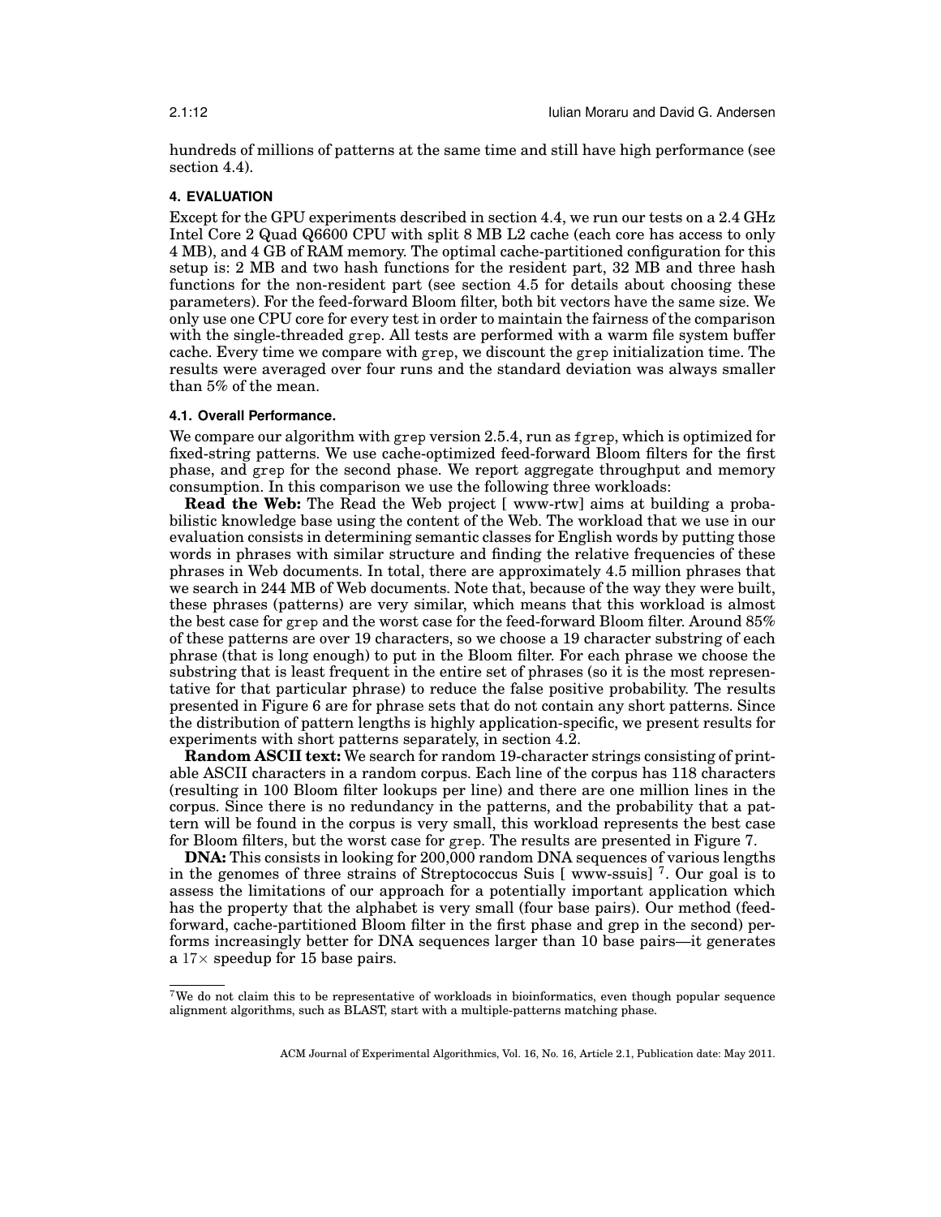hundreds of millions of patterns at the same time and still have high performance (see section 4.4).

## 4. EVALUATION

Except for the GPU experiments described in section 4.4, we run our tests on a 2.4 GHz Intel Core 2 Quad Q6600 CPU with split 8 MB L2 cache (each core has access to only 4 MB), and 4 GB of RAM memory. The optimal cache-partitioned configuration for this setup is: 2 MB and two hash functions for the resident part, 32 MB and three hash functions for the non-resident part (see section 4.5 for details about choosing these parameters). For the feed-forward Bloom filter, both bit vectors have the same size. We only use one CPU core for every test in order to maintain the fairness of the comparison with the single-threaded `grep`. All tests are performed with a warm file system buffer cache. Every time we compare with `grep`, we discount the `grep` initialization time. The results were averaged over four runs and the standard deviation was always smaller than 5% of the mean.

### 4.1. Overall Performance.

We compare our algorithm with `grep` version 2.5.4, run as `fgrep`, which is optimized for fixed-string patterns. We use cache-optimized feed-forward Bloom filters for the first phase, and `grep` for the second phase. We report aggregate throughput and memory consumption. In this comparison we use the following three workloads:

**Read the Web:** The Read the Web project [ www-rtw] aims at building a probabilistic knowledge base using the content of the Web. The workload that we use in our evaluation consists in determining semantic classes for English words by putting those words in phrases with similar structure and finding the relative frequencies of these phrases in Web documents. In total, there are approximately 4.5 million phrases that we search in 244 MB of Web documents. Note that, because of the way they were built, these phrases (patterns) are very similar, which means that this workload is almost the best case for `grep` and the worst case for the feed-forward Bloom filter. Around 85% of these patterns are over 19 characters, so we choose a 19 character substring of each phrase (that is long enough) to put in the Bloom filter. For each phrase we choose the substring that is least frequent in the entire set of phrases (so it is the most representative for that particular phrase) to reduce the false positive probability. The results presented in Figure 6 are for phrase sets that do not contain any short patterns. Since the distribution of pattern lengths is highly application-specific, we present results for experiments with short patterns separately, in section 4.2.

**Random ASCII text:** We search for random 19-character strings consisting of printable ASCII characters in a random corpus. Each line of the corpus has 118 characters (resulting in 100 Bloom filter lookups per line) and there are one million lines in the corpus. Since there is no redundancy in the patterns, and the probability that a pattern will be found in the corpus is very small, this workload represents the best case for Bloom filters, but the worst case for `grep`. The results are presented in Figure 7.

**DNA:** This consists in looking for 200,000 random DNA sequences of various lengths in the genomes of three strains of Streptococcus Suis [ www-ssuis] [7]. Our goal is to assess the limitations of our approach for a potentially important application which has the property that the alphabet is very small (four base pairs). Our method (feed-forward, cache-partitioned Bloom filter in the first phase and grep in the second) performs increasingly better for DNA sequences larger than 10 base pairs—it generates a $17\times$ speedup for 15 base pairs.

[7] We do not claim this to be representative of workloads in bioinformatics, even though popular sequence alignment algorithms, such as BLAST, start with a multiple-patterns matching phase.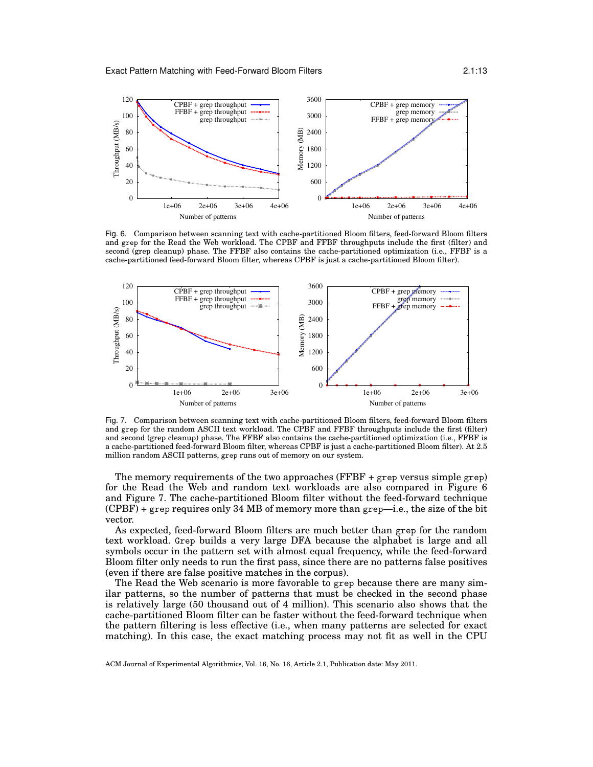Fig. 6. Comparison between scanning text with cache-partitioned Bloom filters, feed-forward Bloom filters and grep for the Read the Web workload. The CPBF and FFBF throughputs include the first (filter) and second (grep cleanup) phase. The FFBF also contains the cache-partitioned optimization (i.e., FFBF is a cache-partitioned feed-forward Bloom filter, whereas CPBF is just a cache-partitioned Bloom filter).

Fig. 7. Comparison between scanning text with cache-partitioned Bloom filters, feed-forward Bloom filters and grep for the random ASCII text workload. The CPBF and FFBF throughputs include the first (filter) and second (grep cleanup) phase. The FFBF also contains the cache-partitioned optimization (i.e., FFBF is a cache-partitioned feed-forward Bloom filter, whereas CPBF is just a cache-partitioned Bloom filter). At 2.5 million random ASCII patterns, grep runs out of memory on our system.

The memory requirements of the two approaches (FFBF + grep versus simple grep) for the Read the Web and random text workloads are also compared in Figure 6 and Figure 7. The cache-partitioned Bloom filter without the feed-forward technique (CPBF) + grep requires only 34 MB of memory more than grep—i.e., the size of the bit vector.

As expected, feed-forward Bloom filters are much better than grep for the random text workload. Grep builds a very large DFA because the alphabet is large and all symbols occur in the pattern set with almost equal frequency, while the feed-forward Bloom filter only needs to run the first pass, since there are no patterns false positives (even if there are false positive matches in the corpus).

The Read the Web scenario is more favorable to grep because there are many similar patterns, so the number of patterns that must be checked in the second phase is relatively large (50 thousand out of 4 million). This scenario also shows that the cache-partitioned Bloom filter can be faster without the feed-forward technique when the pattern filtering is less effective (i.e., when many patterns are selected for exact matching). In this case, the exact matching process may not fit as well in the CPU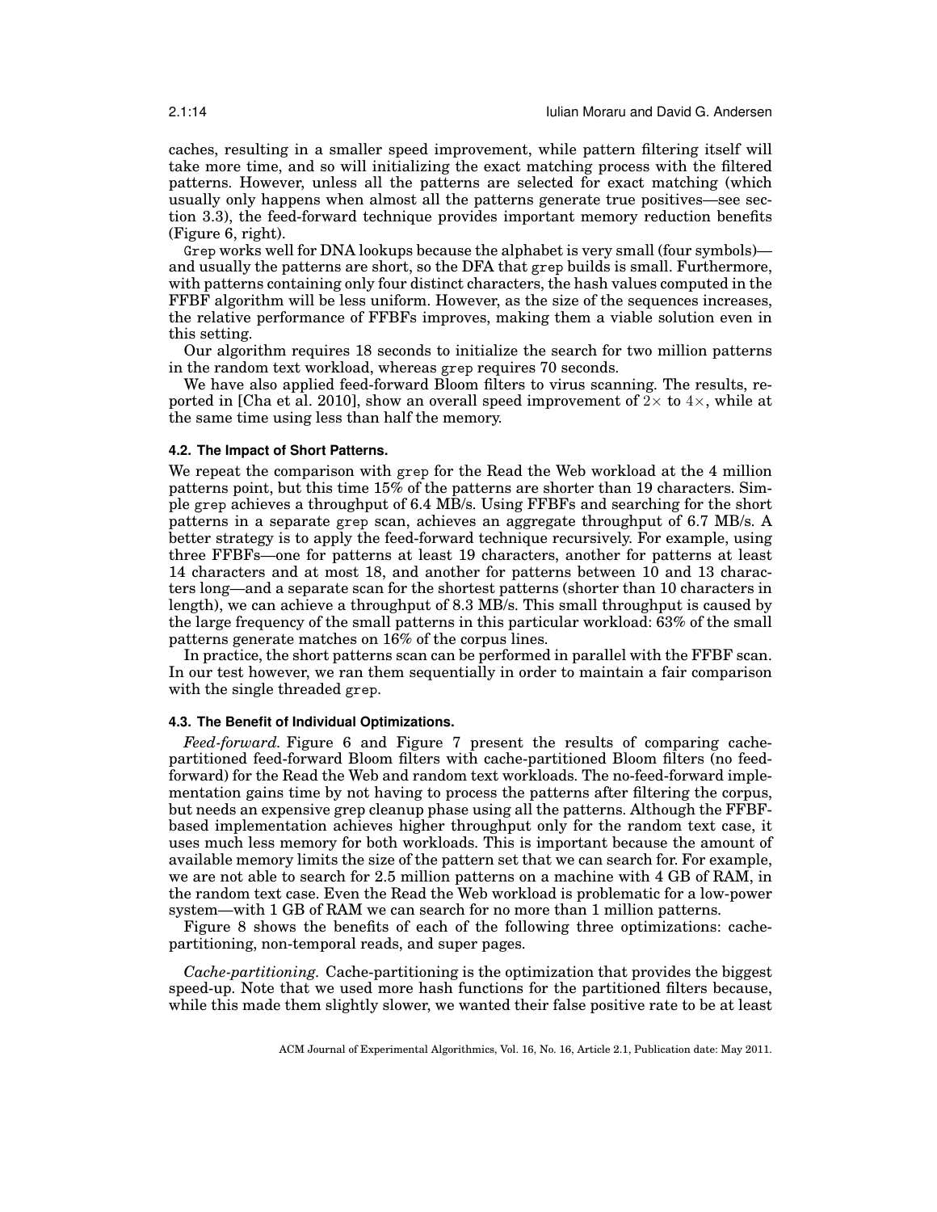caches, resulting in a smaller speed improvement, while pattern filtering itself will take more time, and so will initializing the exact matching process with the filtered patterns. However, unless all the patterns are selected for exact matching (which usually only happens when almost all the patterns generate true positives—see section 3.3), the feed-forward technique provides important memory reduction benefits (Figure 6, right).

`Grep` works well for DNA lookups because the alphabet is very small (four symbols)—and usually the patterns are short, so the DFA that `grep` builds is small. Furthermore, with patterns containing only four distinct characters, the hash values computed in the FFBF algorithm will be less uniform. However, as the size of the sequences increases, the relative performance of FFBFs improves, making them a viable solution even in this setting.

Our algorithm requires 18 seconds to initialize the search for two million patterns in the random text workload, whereas `grep` requires 70 seconds.

We have also applied feed-forward Bloom filters to virus scanning. The results, reported in [Cha et al. 2010], show an overall speed improvement of $2\times$ to $4\times$, while at the same time using less than half the memory.

#### 4.2. The Impact of Short Patterns.

We repeat the comparison with `grep` for the Read the Web workload at the 4 million patterns point, but this time 15% of the patterns are shorter than 19 characters. Simple `grep` achieves a throughput of 6.4 MB/s. Using FFBFs and searching for the short patterns in a separate `grep` scan, achieves an aggregate throughput of 6.7 MB/s. A better strategy is to apply the feed-forward technique recursively. For example, using three FFBFs—one for patterns at least 19 characters, another for patterns at least 14 characters and at most 18, and another for patterns between 10 and 13 characters long—and a separate scan for the shortest patterns (shorter than 10 characters in length), we can achieve a throughput of 8.3 MB/s. This small throughput is caused by the large frequency of the small patterns in this particular workload: 63% of the small patterns generate matches on 16% of the corpus lines.

In practice, the short patterns scan can be performed in parallel with the FFBF scan. In our test however, we ran them sequentially in order to maintain a fair comparison with the single threaded `grep`.

#### 4.3. The Benefit of Individual Optimizations.

*Feed-forward.* Figure 6 and Figure 7 present the results of comparing cache-partitioned feed-forward Bloom filters with cache-partitioned Bloom filters (no feed-forward) for the Read the Web and random text workloads. The no-feed-forward implementation gains time by not having to process the patterns after filtering the corpus, but needs an expensive grep cleanup phase using all the patterns. Although the FFBF-based implementation achieves higher throughput only for the random text case, it uses much less memory for both workloads. This is important because the amount of available memory limits the size of the pattern set that we can search for. For example, we are not able to search for 2.5 million patterns on a machine with 4 GB of RAM, in the random text case. Even the Read the Web workload is problematic for a low-power system—with 1 GB of RAM we can search for no more than 1 million patterns.

Figure 8 shows the benefits of each of the following three optimizations: cache-partitioning, non-temporal reads, and super pages.

*Cache-partitioning.* Cache-partitioning is the optimization that provides the biggest speed-up. Note that we used more hash functions for the partitioned filters because, while this made them slightly slower, we wanted their false positive rate to be at least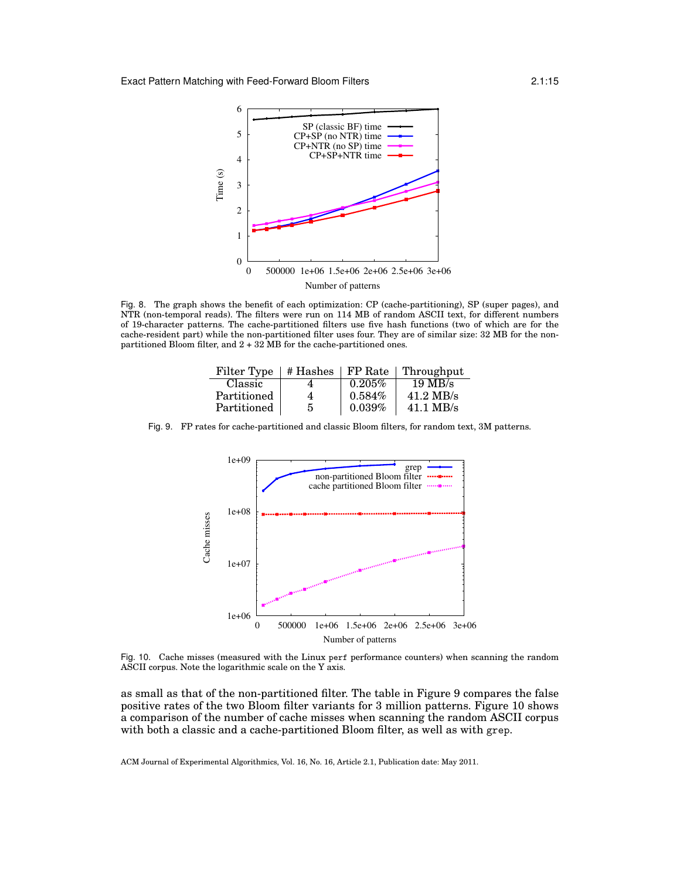Fig. 8. The graph shows the benefit of each optimization: CP (cache-partitioning), SP (super pages), and NTR (non-temporal reads). The filters were run on 114 MB of random ASCII text, for different numbers of 19-character patterns. The cache-partitioned filters use five hash functions (two of which are for the cache-resident part) while the non-partitioned filter uses four. They are of similar size: 32 MB for the non-partitioned Bloom filter, and 2 + 32 MB for the cache-partitioned ones.

| Filter Type | # Hashes | FP Rate | Throughput |
|---|---|---|---|
| Classic | 4 | 0.205% | 19 MB/s |
| Partitioned | 4 | 0.584% | 41.2 MB/s |
| Partitioned | 5 | 0.039% | 41.1 MB/s |

Fig. 9. FP rates for cache-partitioned and classic Bloom filters, for random text, 3M patterns.

Fig. 10. Cache misses (measured with the Linux `perf` performance counters) when scanning the random ASCII corpus. Note the logarithmic scale on the Y axis.

as small as that of the non-partitioned filter. The table in Figure 9 compares the false positive rates of the two Bloom filter variants for 3 million patterns. Figure 10 shows a comparison of the number of cache misses when scanning the random ASCII corpus with both a classic and a cache-partitioned Bloom filter, as well as with `grep`.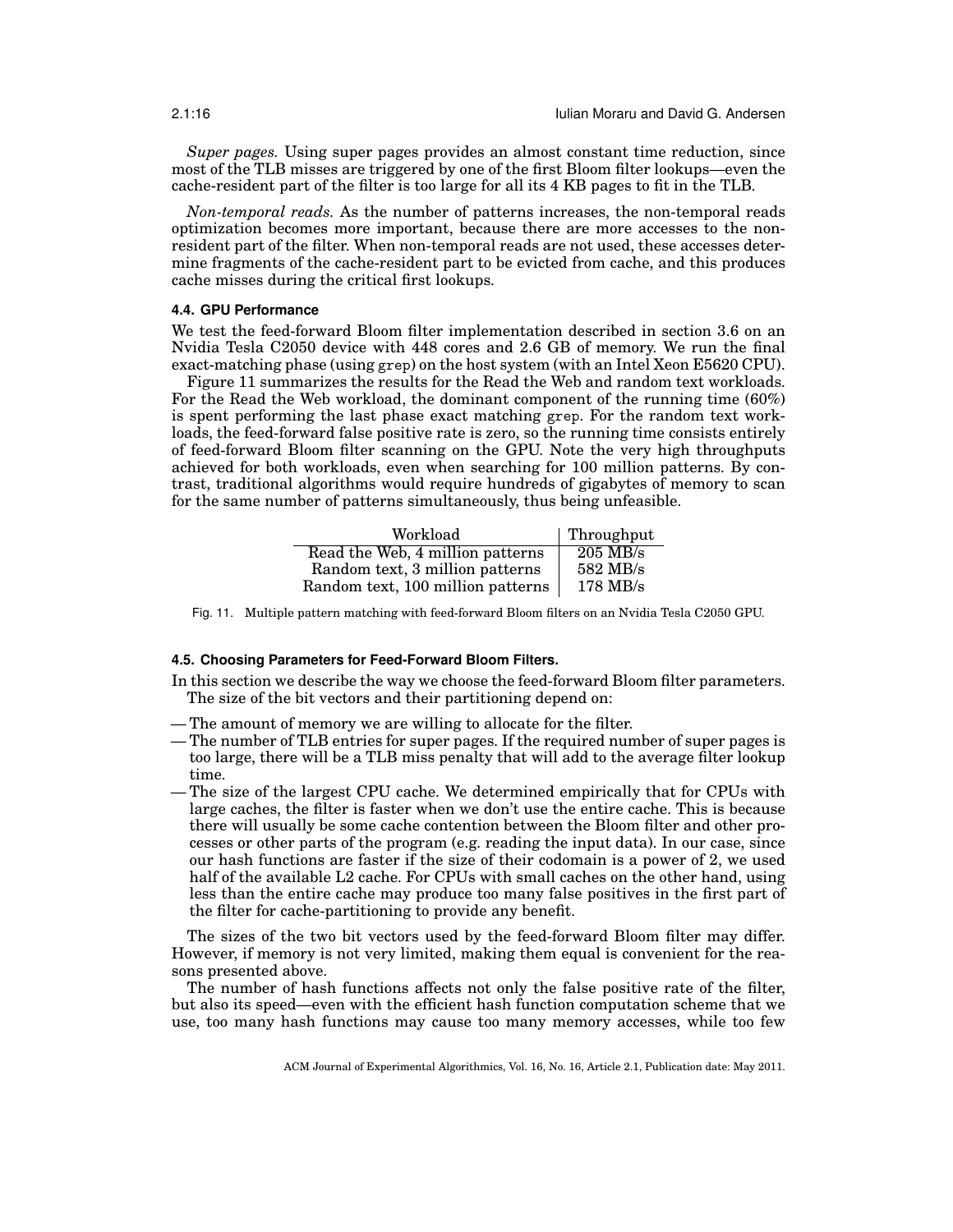*Super pages.* Using super pages provides an almost constant time reduction, since most of the TLB misses are triggered by one of the first Bloom filter lookups—even the cache-resident part of the filter is too large for all its 4 KB pages to fit in the TLB.

*Non-temporal reads.* As the number of patterns increases, the non-temporal reads optimization becomes more important, because there are more accesses to the non-resident part of the filter. When non-temporal reads are not used, these accesses determine fragments of the cache-resident part to be evicted from cache, and this produces cache misses during the critical first lookups.

#### 4.4. GPU Performance

We test the feed-forward Bloom filter implementation described in section 3.6 on an Nvidia Tesla C2050 device with 448 cores and 2.6 GB of memory. We run the final exact-matching phase (using `grep`) on the host system (with an Intel Xeon E5620 CPU).

Figure 11 summarizes the results for the Read the Web and random text workloads. For the Read the Web workload, the dominant component of the running time (60%) is spent performing the last phase exact matching `grep`. For the random text workloads, the feed-forward false positive rate is zero, so the running time consists entirely of feed-forward Bloom filter scanning on the GPU. Note the very high throughputs achieved for both workloads, even when searching for 100 million patterns. By contrast, traditional algorithms would require hundreds of gigabytes of memory to scan for the same number of patterns simultaneously, thus being unfeasible.

| Workload | Throughput |
|---|---|
| Read the Web, 4 million patterns | 205 MB/s |
| Random text, 3 million patterns | 582 MB/s |
| Random text, 100 million patterns | 178 MB/s |

Fig. 11. Multiple pattern matching with feed-forward Bloom filters on an Nvidia Tesla C2050 GPU.

#### 4.5. Choosing Parameters for Feed-Forward Bloom Filters.

In this section we describe the way we choose the feed-forward Bloom filter parameters.

The size of the bit vectors and their partitioning depend on:

- The amount of memory we are willing to allocate for the filter.
- The number of TLB entries for super pages. If the required number of super pages is too large, there will be a TLB miss penalty that will add to the average filter lookup time.
- The size of the largest CPU cache. We determined empirically that for CPUs with large caches, the filter is faster when we don't use the entire cache. This is because there will usually be some cache contention between the Bloom filter and other processes or other parts of the program (e.g. reading the input data). In our case, since our hash functions are faster if the size of their codomain is a power of 2, we used half of the available L2 cache. For CPUs with small caches on the other hand, using less than the entire cache may produce too many false positives in the first part of the filter for cache-partitioning to provide any benefit.

The sizes of the two bit vectors used by the feed-forward Bloom filter may differ. However, if memory is not very limited, making them equal is convenient for the reasons presented above.

The number of hash functions affects not only the false positive rate of the filter, but also its speed—even with the efficient hash function computation scheme that we use, too many hash functions may cause too many memory accesses, while too few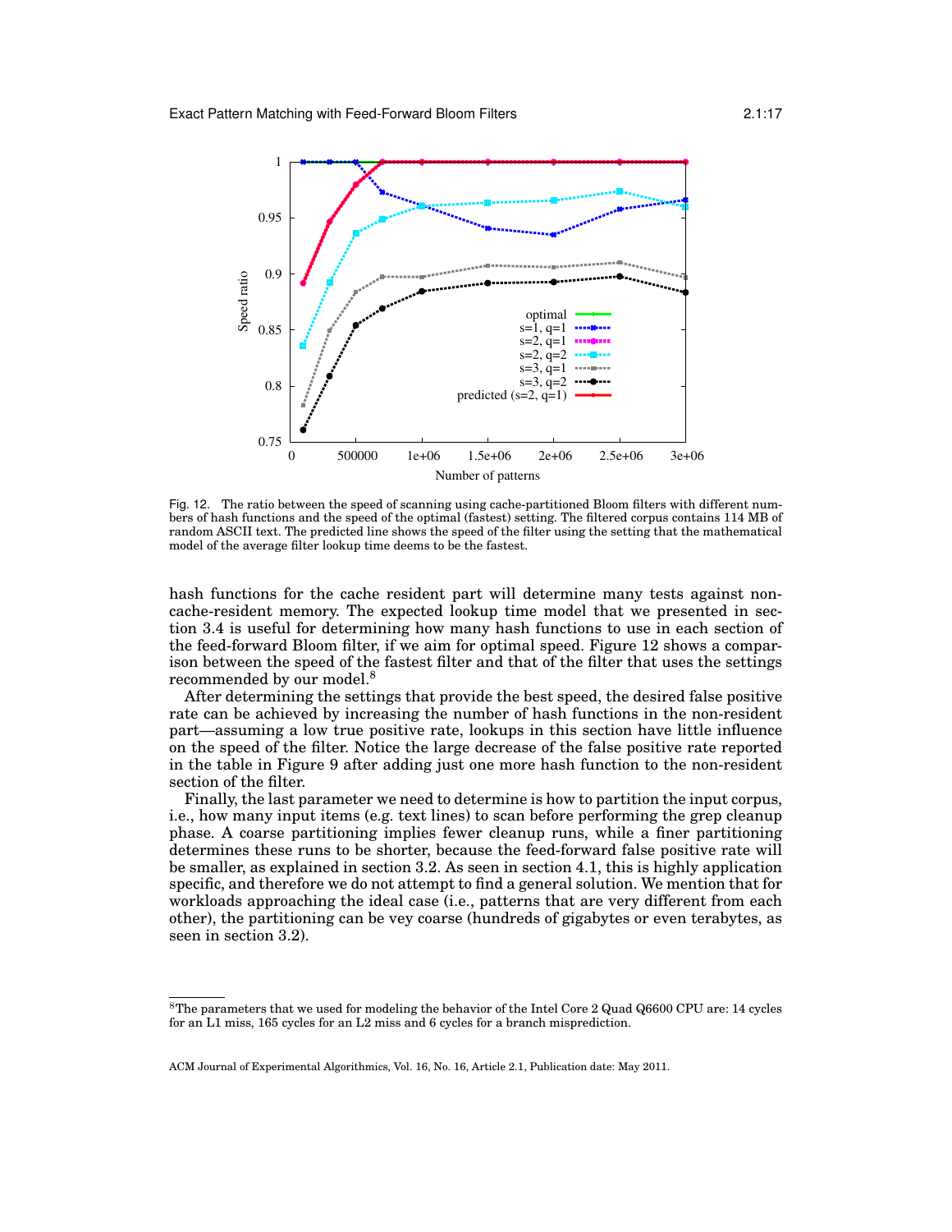Fig. 12. The ratio between the speed of scanning using cache-partitioned Bloom filters with different numbers of hash functions and the speed of the optimal (fastest) setting. The filtered corpus contains 114 MB of random ASCII text. The predicted line shows the speed of the filter using the setting that the mathematical model of the average filter lookup time deems to be the fastest.

hash functions for the cache resident part will determine many tests against non-cache-resident memory. The expected lookup time model that we presented in section 3.4 is useful for determining how many hash functions to use in each section of the feed-forward Bloom filter, if we aim for optimal speed. Figure 12 shows a comparison between the speed of the fastest filter and that of the filter that uses the settings recommended by our model.[8]

After determining the settings that provide the best speed, the desired false positive rate can be achieved by increasing the number of hash functions in the non-resident part—assuming a low true positive rate, lookups in this section have little influence on the speed of the filter. Notice the large decrease of the false positive rate reported in the table in Figure 9 after adding just one more hash function to the non-resident section of the filter.

Finally, the last parameter we need to determine is how to partition the input corpus, i.e., how many input items (e.g. text lines) to scan before performing the grep cleanup phase. A coarse partitioning implies fewer cleanup runs, while a finer partitioning determines these runs to be shorter, because the feed-forward false positive rate will be smaller, as explained in section 3.2. As seen in section 4.1, this is highly application specific, and therefore we do not attempt to find a general solution. We mention that for workloads approaching the ideal case (i.e., patterns that are very different from each other), the partitioning can be vey coarse (hundreds of gigabytes or even terabytes, as seen in section 3.2).

[8] The parameters that we used for modeling the behavior of the Intel Core 2 Quad Q6600 CPU are: 14 cycles for an L1 miss, 165 cycles for an L2 miss and 6 cycles for a branch misprediction.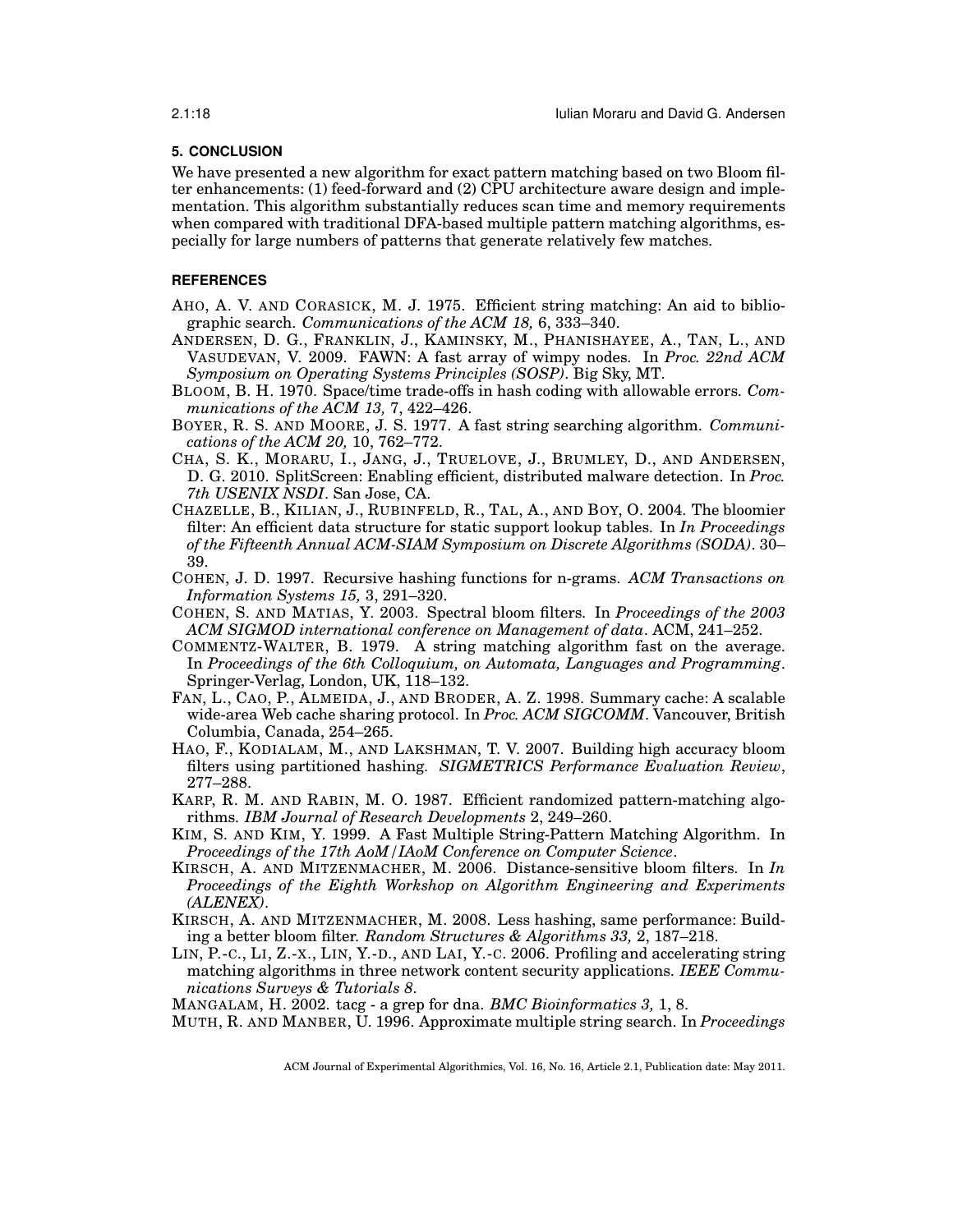## 5. CONCLUSION

We have presented a new algorithm for exact pattern matching based on two Bloom filter enhancements: (1) feed-forward and (2) CPU architecture aware design and implementation. This algorithm substantially reduces scan time and memory requirements when compared with traditional DFA-based multiple pattern matching algorithms, especially for large numbers of patterns that generate relatively few matches.

## REFERENCES

AHO, A. V. AND CORASICK, M. J. 1975. Efficient string matching: An aid to bibliographic search. *Communications of the ACM 18,* 6, 333–340.

ANDERSEN, D. G., FRANKLIN, J., KAMINSKY, M., PHANISHAYEE, A., TAN, L., AND VASUDEVAN, V. 2009. FAWN: A fast array of wimpy nodes. In *Proc. 22nd ACM Symposium on Operating Systems Principles (SOSP)*. Big Sky, MT.

BLOOM, B. H. 1970. Space/time trade-offs in hash coding with allowable errors. *Communications of the ACM 13,* 7, 422–426.

BOYER, R. S. AND MOORE, J. S. 1977. A fast string searching algorithm. *Communications of the ACM 20,* 10, 762–772.

CHA, S. K., MORARU, I., JANG, J., TRUELOVE, J., BRUMLEY, D., AND ANDERSEN, D. G. 2010. SplitScreen: Enabling efficient, distributed malware detection. In *Proc. 7th USENIX NSDI*. San Jose, CA.

CHAZELLE, B., KILIAN, J., RUBINFELD, R., TAL, A., AND BOY, O. 2004. The bloomier filter: An efficient data structure for static support lookup tables. In *In Proceedings of the Fifteenth Annual ACM-SIAM Symposium on Discrete Algorithms (SODA)*. 30–39.

COHEN, J. D. 1997. Recursive hashing functions for n-grams. *ACM Transactions on Information Systems 15,* 3, 291–320.

COHEN, S. AND MATIAS, Y. 2003. Spectral bloom filters. In *Proceedings of the 2003 ACM SIGMOD international conference on Management of data*. ACM, 241–252.

COMMENTZ-WALTER, B. 1979. A string matching algorithm fast on the average. In *Proceedings of the 6th Colloquium, on Automata, Languages and Programming*. Springer-Verlag, London, UK, 118–132.

FAN, L., CAO, P., ALMEIDA, J., AND BRODER, A. Z. 1998. Summary cache: A scalable wide-area Web cache sharing protocol. In *Proc. ACM SIGCOMM*. Vancouver, British Columbia, Canada, 254–265.

HAO, F., KODIALAM, M., AND LAKSHMAN, T. V. 2007. Building high accuracy bloom filters using partitioned hashing. *SIGMETRICS Performance Evaluation Review*, 277–288.

KARP, R. M. AND RABIN, M. O. 1987. Efficient randomized pattern-matching algorithms. *IBM Journal of Research Developments* 2, 249–260.

KIM, S. AND KIM, Y. 1999. A Fast Multiple String-Pattern Matching Algorithm. In *Proceedings of the 17th AoM/IAoM Conference on Computer Science*.

KIRSCH, A. AND MITZENMACHER, M. 2006. Distance-sensitive bloom filters. In *In Proceedings of the Eighth Workshop on Algorithm Engineering and Experiments (ALENEX)*.

KIRSCH, A. AND MITZENMACHER, M. 2008. Less hashing, same performance: Building a better bloom filter. *Random Structures & Algorithms 33,* 2, 187–218.

LIN, P.-C., LI, Z.-X., LIN, Y.-D., AND LAI, Y.-C. 2006. Profiling and accelerating string matching algorithms in three network content security applications. *IEEE Communications Surveys & Tutorials 8*.

MANGALAM, H. 2002. tacg - a grep for dna. *BMC Bioinformatics 3,* 1, 8.

MUTH, R. AND MANBER, U. 1996. Approximate multiple string search. In *Proceedings*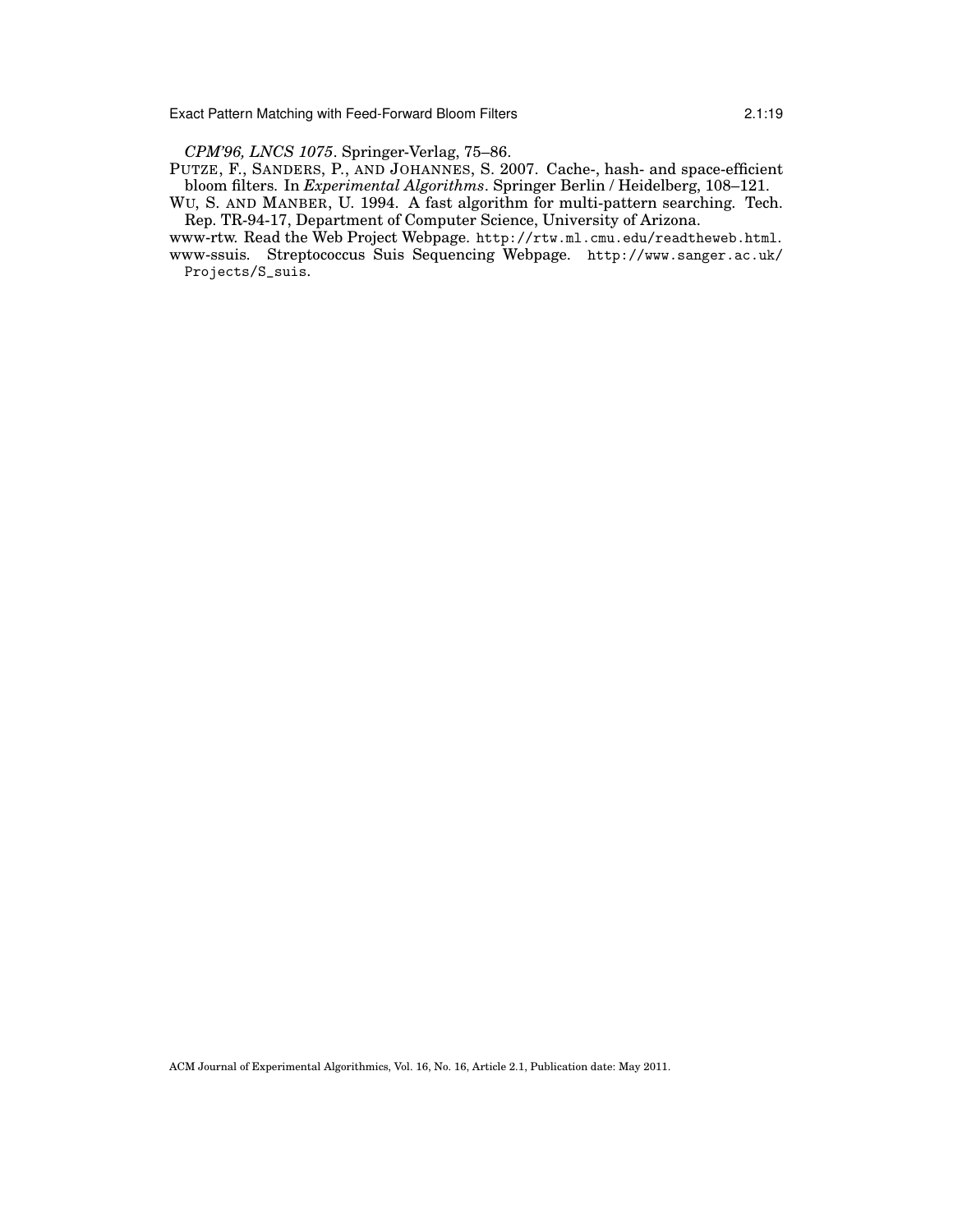*CPM'96, LNCS 1075*. Springer-Verlag, 75–86.

PUTZE, F., SANDERS, P., AND JOHANNES, S. 2007. Cache-, hash- and space-efficient bloom filters. In *Experimental Algorithms*. Springer Berlin / Heidelberg, 108–121.

WU, S. AND MANBER, U. 1994. A fast algorithm for multi-pattern searching. Tech. Rep. TR-94-17, Department of Computer Science, University of Arizona.

www-rtw. Read the Web Project Webpage. `http://rtw.ml.cmu.edu/readtheweb.html`.

www-ssuis. Streptococcus Suis Sequencing Webpage. `http://www.sanger.ac.uk/Projects/S_suis`.